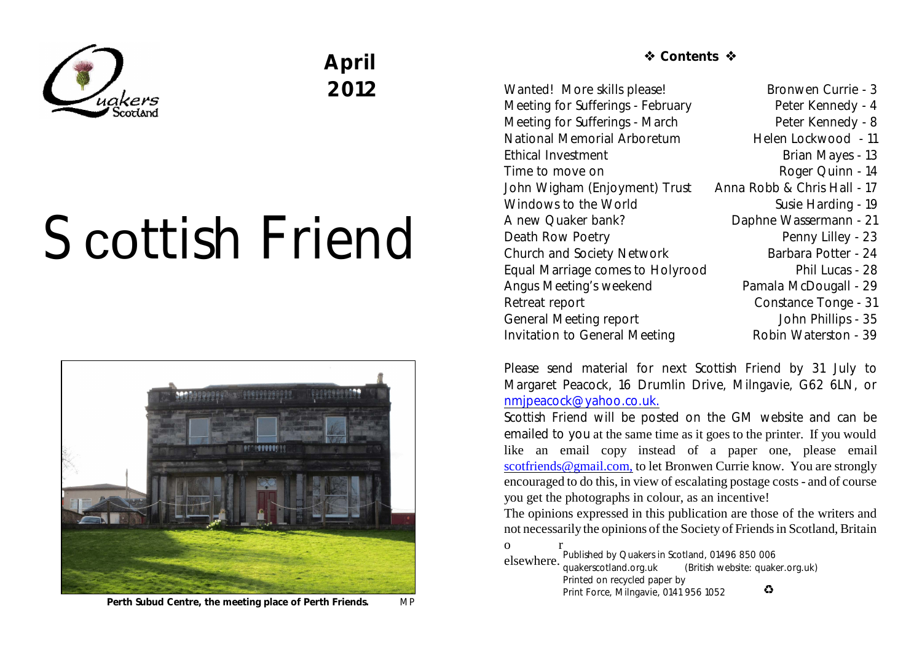April 2012

# Scottish Friend

**Perth Subud Centre, the meeting place of Perth Friends.** MP

## ❖ Contents ❖

| | |
|---|---|
| Wanted! More skills please! | Bronwen Currie - 3 |
| Meeting for Sufferings - February | Peter Kennedy - 4 |
| Meeting for Sufferings - March | Peter Kennedy - 8 |
| National Memorial Arboretum | Helen Lockwood - 11 |
| Ethical Investment | Brian Mayes - 13 |
| Time to move on | Roger Quinn - 14 |
| John Wigham (Enjoyment) Trust | Anna Robb & Chris Hall - 17 |
| Windows to the World | Susie Harding - 19 |
| A new Quaker bank? | Daphne Wassermann - 21 |
| Death Row Poetry | Penny Lilley - 23 |
| Church and Society Network | Barbara Potter - 24 |
| Equal Marriage comes to Holyrood | Phil Lucas - 28 |
| Angus Meeting's weekend | Pamala McDougall - 29 |
| Retreat report | Constance Tonge - 31 |
| General Meeting report | John Phillips - 35 |
| Invitation to General Meeting | Robin Waterston - 39 |

Please send material for next Scottish Friend by 31 July to Margaret Peacock, 16 Drumlin Drive, Milngavie, G62 6LN, or nmjpeacock@yahoo.co.uk.

Scottish Friend will be posted on the GM website and can be emailed to you at the same time as it goes to the printer. If you would like an email copy instead of a paper one, please email scotfriends@gmail.com, to let Bronwen Currie know. You are strongly encouraged to do this, in view of escalating postage costs - and of course you get the photographs in colour, as an incentive!

The opinions expressed in this publication are those of the writers and not necessarily the opinions of the Society of Friends in Scotland, Britain or elsewhere.

Published by Quakers in Scotland, 01496 850 006
quakerscotland.org.uk (British website: quaker.org.uk)
Printed on recycled paper by
Print Force, Milngavie, 0141 956 1052 ♻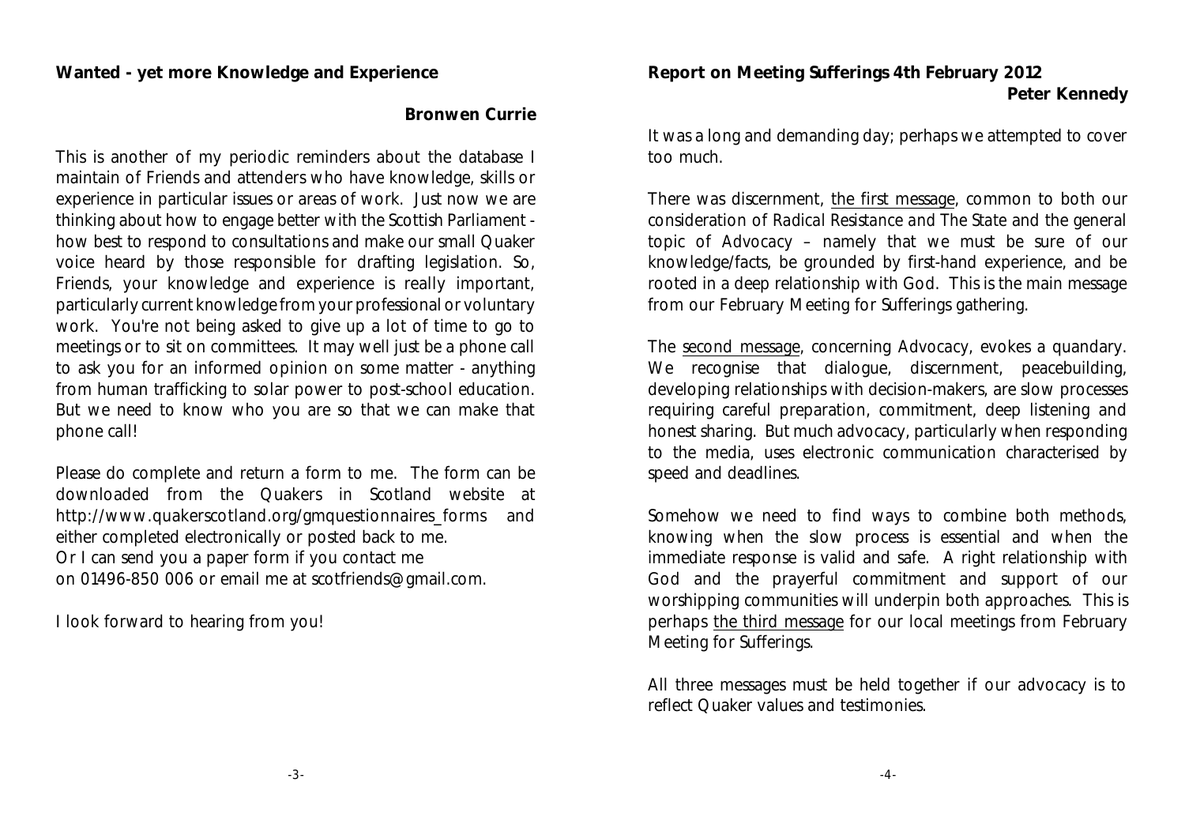## Wanted - yet more Knowledge and Experience

**Bronwen Currie**

This is another of my periodic reminders about the database I maintain of Friends and attenders who have knowledge, skills or experience in particular issues or areas of work. Just now we are thinking about how to engage better with the Scottish Parliament - how best to respond to consultations and make our small Quaker voice heard by those responsible for drafting legislation. So, Friends, your knowledge and experience is really important, particularly current knowledge from your professional or voluntary work. You're not being asked to give up a lot of time to go to meetings or to sit on committees. It may well just be a phone call to ask you for an informed opinion on some matter - anything from human trafficking to solar power to post-school education. But we need to know who you are so that we can make that phone call!

Please do complete and return a form to me. The form can be downloaded from the Quakers in Scotland website at http://www.quakerscotland.org/gmquestionnaires_forms and either completed electronically or posted back to me.
Or I can send you a paper form if you contact me
on 01496-850 006 or email me at scotfriends@gmail.com.

I look forward to hearing from you!

## Report on Meeting Sufferings 4th February 2012

**Peter Kennedy**

It was a long and demanding day; perhaps we attempted to cover too much.

There was discernment, <u>the first message</u>, common to both our consideration of Radical Resistance and The State and the general topic of Advocacy – namely that we must be sure of our knowledge/facts, be grounded by first-hand experience, and be rooted in a deep relationship with God. This is the main message from our February Meeting for Sufferings gathering.

The <u>second message</u>, concerning Advocacy, evokes a quandary. We recognise that dialogue, discernment, peacebuilding, developing relationships with decision-makers, are slow processes requiring careful preparation, commitment, deep listening and honest sharing. But much advocacy, particularly when responding to the media, uses electronic communication characterised by speed and deadlines.

Somehow we need to find ways to combine both methods, knowing when the slow process is essential and when the immediate response is valid and safe. A right relationship with God and the prayerful commitment and support of our worshipping communities will underpin both approaches. This is perhaps <u>the third message</u> for our local meetings from February Meeting for Sufferings.

All three messages must be held together if our advocacy is to reflect Quaker values and testimonies.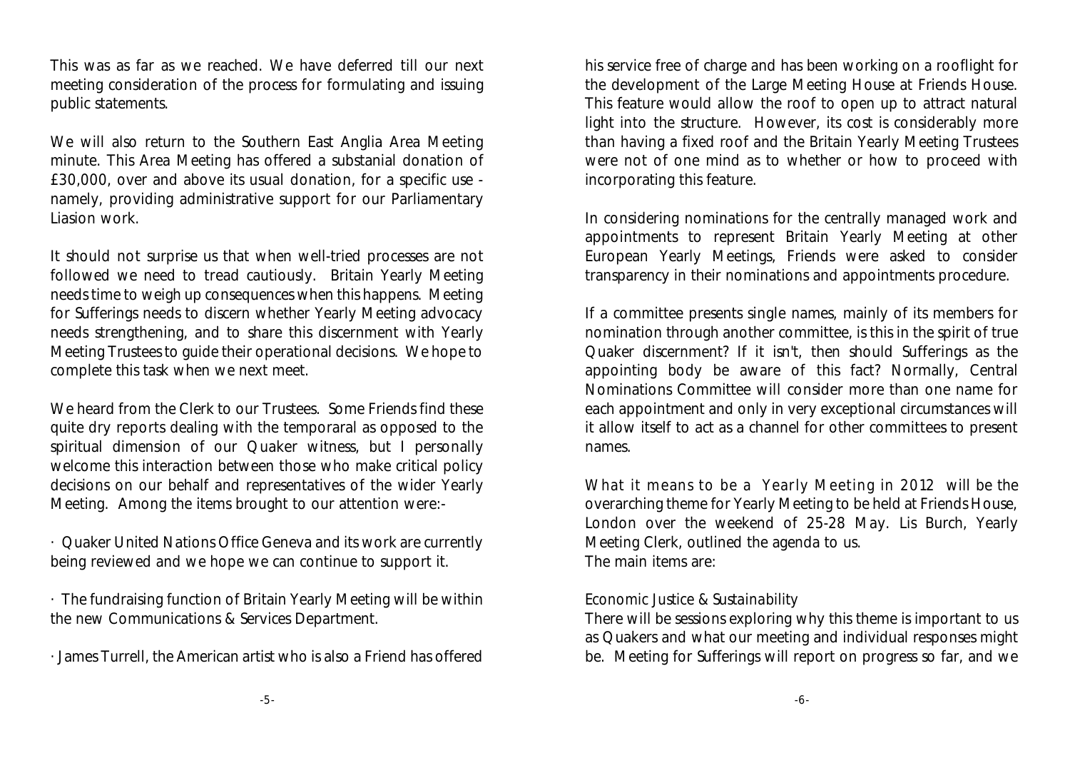This was as far as we reached. We have deferred till our next meeting consideration of the process for formulating and issuing public statements.

We will also return to the Southern East Anglia Area Meeting minute. This Area Meeting has offered a substanial donation of £30,000, over and above its usual donation, for a specific use - namely, providing administrative support for our Parliamentary Liasion work.

It should not surprise us that when well-tried processes are not followed we need to tread cautiously. Britain Yearly Meeting needs time to weigh up consequences when this happens. Meeting for Sufferings needs to discern whether Yearly Meeting advocacy needs strengthening, and to share this discernment with Yearly Meeting Trustees to guide their operational decisions. We hope to complete this task when we next meet.

We heard from the Clerk to our Trustees. Some Friends find these quite dry reports dealing with the temporaral as opposed to the spiritual dimension of our Quaker witness, but I personally welcome this interaction between those who make critical policy decisions on our behalf and representatives of the wider Yearly Meeting. Among the items brought to our attention were:-

· Quaker United Nations Office Geneva and its work are currently being reviewed and we hope we can continue to support it.

· The fundraising function of Britain Yearly Meeting will be within the new Communications & Services Department.

· James Turrell, the American artist who is also a Friend has offered his service free of charge and has been working on a rooflight for the development of the Large Meeting House at Friends House. This feature would allow the roof to open up to attract natural light into the structure. However, its cost is considerably more than having a fixed roof and the Britain Yearly Meeting Trustees were not of one mind as to whether or how to proceed with incorporating this feature.

In considering nominations for the centrally managed work and appointments to represent Britain Yearly Meeting at other European Yearly Meetings, Friends were asked to consider transparency in their nominations and appointments procedure.

If a committee presents single names, mainly of its members for nomination through another committee, is this in the spirit of true Quaker discernment? If it isn't, then should Sufferings as the appointing body be aware of this fact? Normally, Central Nominations Committee will consider more than one name for each appointment and only in very exceptional circumstances will it allow itself to act as a channel for other committees to present names.

*What it means to be a Yearly Meeting in 2012* will be the overarching theme for Yearly Meeting to be held at Friends House, London over the weekend of 25-28 May. Lis Burch, Yearly Meeting Clerk, outlined the agenda to us.
The main items are:

*Economic Justice & Sustainability*
There will be sessions exploring why this theme is important to us as Quakers and what our meeting and individual responses might be. Meeting for Sufferings will report on progress so far, and we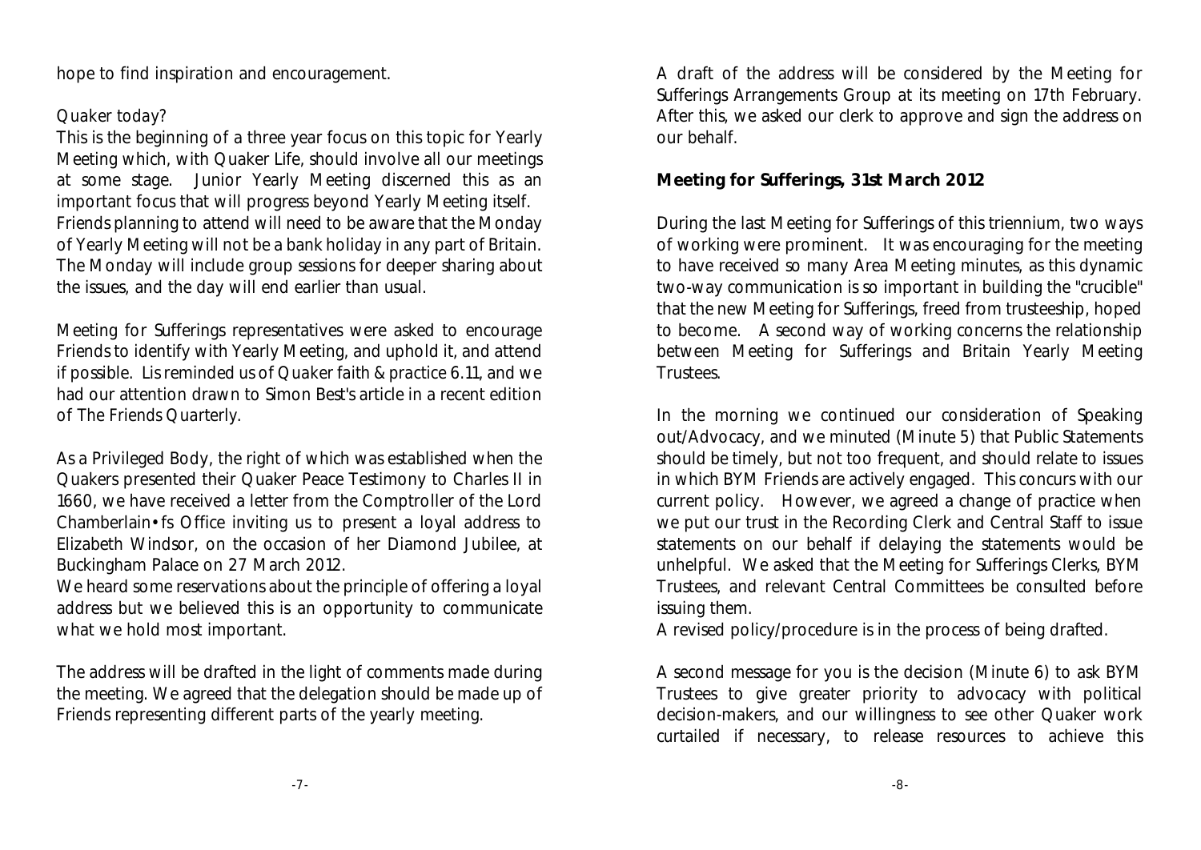hope to find inspiration and encouragement.

Quaker today?

This is the beginning of a three year focus on this topic for Yearly Meeting which, with Quaker Life, should involve all our meetings at some stage. Junior Yearly Meeting discerned this as an important focus that will progress beyond Yearly Meeting itself. Friends planning to attend will need to be aware that the Monday of Yearly Meeting will not be a bank holiday in any part of Britain. The Monday will include group sessions for deeper sharing about the issues, and the day will end earlier than usual.

Meeting for Sufferings representatives were asked to encourage Friends to identify with Yearly Meeting, and uphold it, and attend if possible. Lis reminded us of *Quaker faith & practice* 6.11, and we had our attention drawn to Simon Best's article in a recent edition of The Friends Quarterly.

As a Privileged Body, the right of which was established when the Quakers presented their Quaker Peace Testimony to Charles II in 1660, we have received a letter from the Comptroller of the Lord Chamberlain•fs Office inviting us to present a loyal address to Elizabeth Windsor, on the occasion of her Diamond Jubilee, at Buckingham Palace on 27 March 2012.

We heard some reservations about the principle of offering a loyal address but we believed this is an opportunity to communicate what we hold most important.

The address will be drafted in the light of comments made during the meeting. We agreed that the delegation should be made up of Friends representing different parts of the yearly meeting.

A draft of the address will be considered by the Meeting for Sufferings Arrangements Group at its meeting on 17th February. After this, we asked our clerk to approve and sign the address on our behalf.

**Meeting for Sufferings, 31st March 2012**

During the last Meeting for Sufferings of this triennium, two ways of working were prominent. It was encouraging for the meeting to have received so many Area Meeting minutes, as this dynamic two-way communication is so important in building the "crucible" that the new Meeting for Sufferings, freed from trusteeship, hoped to become. A second way of working concerns the relationship between Meeting for Sufferings and Britain Yearly Meeting Trustees.

In the morning we continued our consideration of Speaking out/Advocacy, and we minuted (Minute 5) that Public Statements should be timely, but not too frequent, and should relate to issues in which BYM Friends are actively engaged. This concurs with our current policy. However, we agreed a change of practice when we put our trust in the Recording Clerk and Central Staff to issue statements on our behalf if delaying the statements would be unhelpful. We asked that the Meeting for Sufferings Clerks, BYM Trustees, and relevant Central Committees be consulted before issuing them.

A revised policy/procedure is in the process of being drafted.

A second message for you is the decision (Minute 6) to ask BYM Trustees to give greater priority to advocacy with political decision-makers, and our willingness to see other Quaker work curtailed if necessary, to release resources to achieve this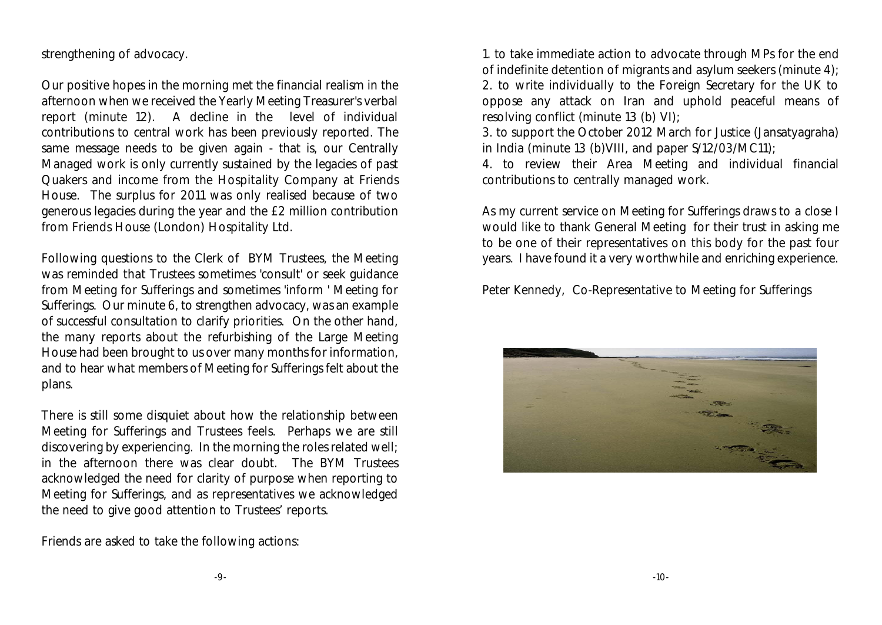strengthening of advocacy.

Our positive hopes in the morning met the financial realism in the afternoon when we received the Yearly Meeting Treasurer's verbal report (minute 12). A decline in the level of individual contributions to central work has been previously reported. The same message needs to be given again - that is, our Centrally Managed work is only currently sustained by the legacies of past Quakers and income from the Hospitality Company at Friends House. The surplus for 2011 was only realised because of two generous legacies during the year and the £2 million contribution from Friends House (London) Hospitality Ltd.

Following questions to the Clerk of BYM Trustees, the Meeting was reminded that Trustees sometimes 'consult' or seek guidance from Meeting for Sufferings and sometimes 'inform ' Meeting for Sufferings. Our minute 6, to strengthen advocacy, was an example of successful consultation to clarify priorities. On the other hand, the many reports about the refurbishing of the Large Meeting House had been brought to us over many months for information, and to hear what members of Meeting for Sufferings felt about the plans.

There is still some disquiet about how the relationship between Meeting for Sufferings and Trustees feels. Perhaps we are still discovering by experiencing. In the morning the roles related well; in the afternoon there was clear doubt. The BYM Trustees acknowledged the need for clarity of purpose when reporting to Meeting for Sufferings, and as representatives we acknowledged the need to give good attention to Trustees' reports.

Friends are asked to take the following actions:

1. to take immediate action to advocate through MPs for the end of indefinite detention of migrants and asylum seekers (minute 4);
2. to write individually to the Foreign Secretary for the UK to oppose any attack on Iran and uphold peaceful means of resolving conflict (minute 13 (b) VI);
3. to support the October 2012 March for Justice (Jansatyagraha) in India (minute 13 (b)VIII, and paper S/12/03/MC11);
4. to review their Area Meeting and individual financial contributions to centrally managed work.

As my current service on Meeting for Sufferings draws to a close I would like to thank General Meeting for their trust in asking me to be one of their representatives on this body for the past four years. I have found it a very worthwhile and enriching experience.

Peter Kennedy, Co-Representative to Meeting for Sufferings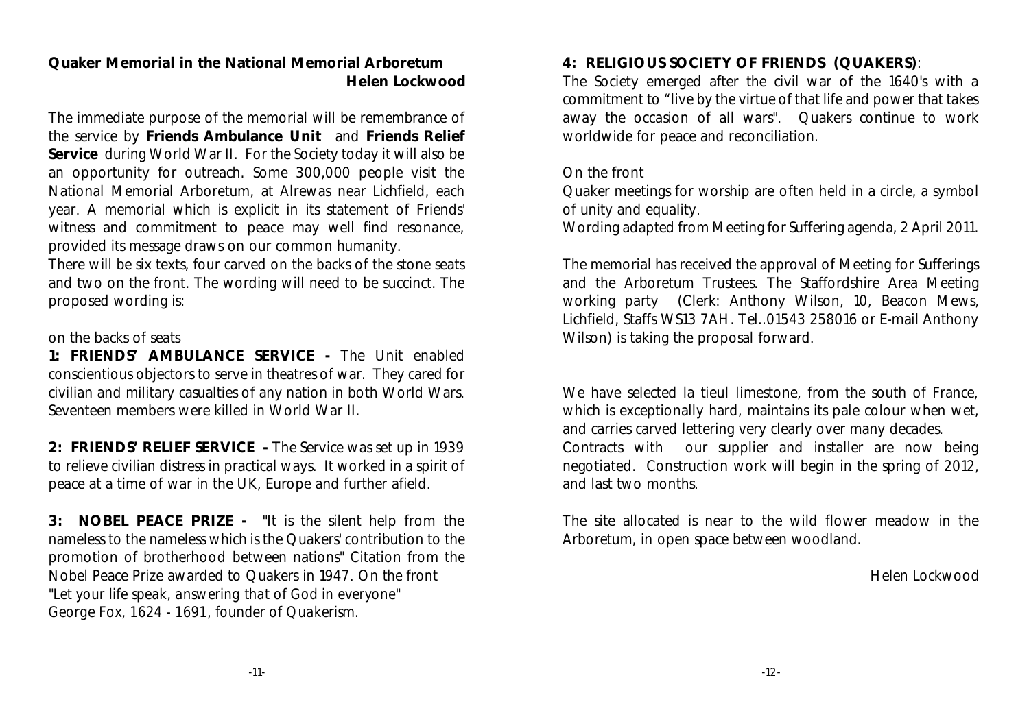## Quaker Memorial in the National Memorial Arboretum

**Helen Lockwood**

The immediate purpose of the memorial will be remembrance of the service by **Friends Ambulance Unit** and **Friends Relief Service** during World War II. For the Society today it will also be an opportunity for outreach. Some 300,000 people visit the National Memorial Arboretum, at Alrewas near Lichfield, each year. A memorial which is explicit in its statement of Friends' witness and commitment to peace may well find resonance, provided its message draws on our common humanity.

There will be six texts, four carved on the backs of the stone seats and two on the front. The wording will need to be succinct. The proposed wording is:

on the backs of seats

**1: FRIENDS' AMBULANCE SERVICE -** The Unit enabled conscientious objectors to serve in theatres of war. They cared for civilian and military casualties of any nation in both World Wars. Seventeen members were killed in World War II.

**2: FRIENDS' RELIEF SERVICE -** The Service was set up in 1939 to relieve civilian distress in practical ways. It worked in a spirit of peace at a time of war in the UK, Europe and further afield.

**3: NOBEL PEACE PRIZE -** "It is the silent help from the nameless to the nameless which is the Quakers' contribution to the promotion of brotherhood between nations" Citation from the Nobel Peace Prize awarded to Quakers in 1947. On the front "Let your life speak, answering that of God in everyone" George Fox, 1624 - 1691, founder of Quakerism.

**4: RELIGIOUS SOCIETY OF FRIENDS (QUAKERS)**:
The Society emerged after the civil war of the 1640's with a commitment to "live by the virtue of that life and power that takes away the occasion of all wars". Quakers continue to work worldwide for peace and reconciliation.

On the front
Quaker meetings for worship are often held in a circle, a symbol of unity and equality.
Wording adapted from Meeting for Suffering agenda, 2 April 2011.

The memorial has received the approval of Meeting for Sufferings and the Arboretum Trustees. The Staffordshire Area Meeting working party (Clerk: Anthony Wilson, 10, Beacon Mews, Lichfield, Staffs WS13 7AH. Tel..01543 258016 or E-mail Anthony Wilson) is taking the proposal forward.

We have selected la tieul limestone, from the south of France, which is exceptionally hard, maintains its pale colour when wet, and carries carved lettering very clearly over many decades. Contracts with our supplier and installer are now being negotiated. Construction work will begin in the spring of 2012, and last two months.

The site allocated is near to the wild flower meadow in the Arboretum, in open space between woodland.

Helen Lockwood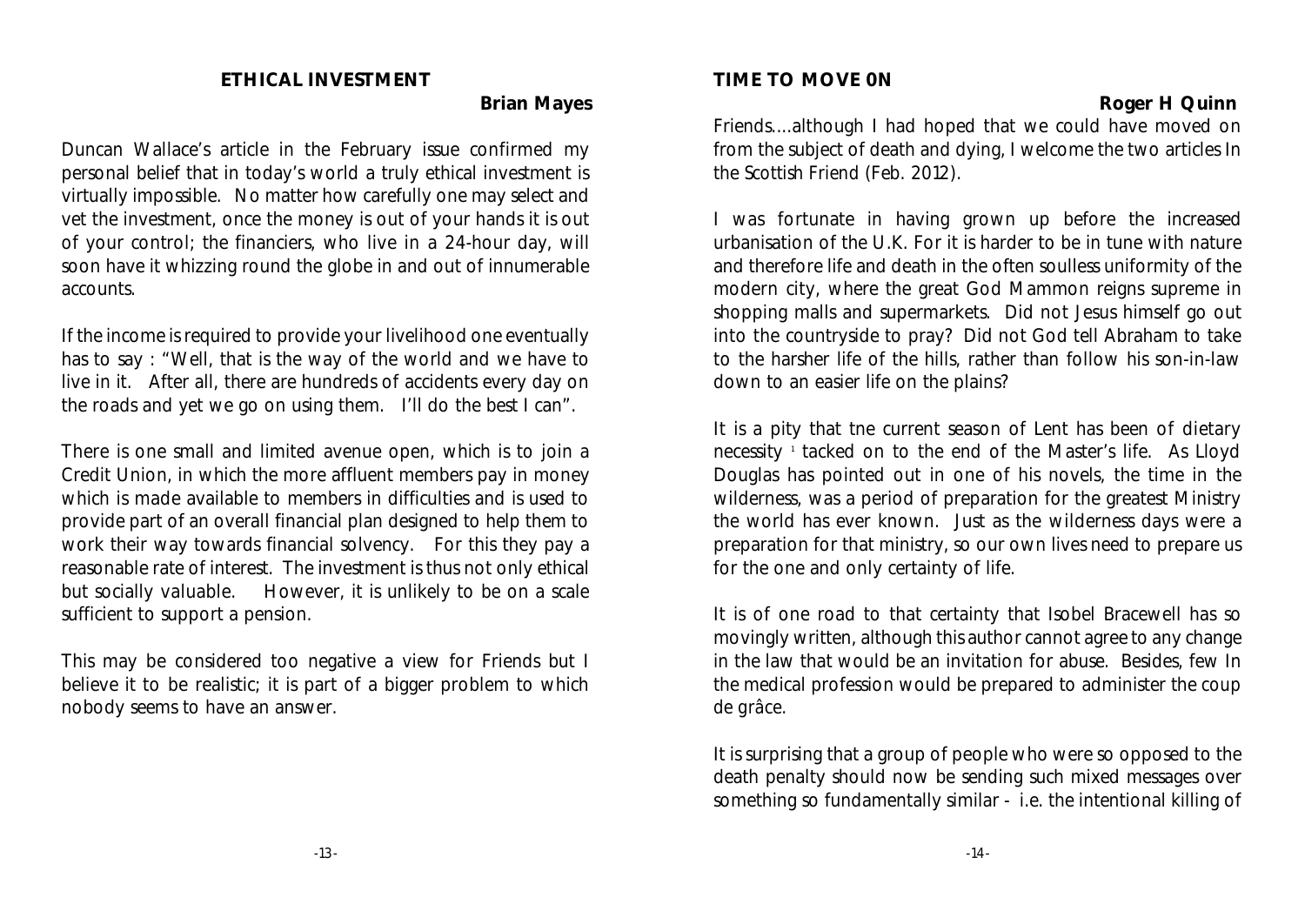## ETHICAL INVESTMENT

**Brian Mayes**

Duncan Wallace's article in the February issue confirmed my personal belief that in today's world a truly ethical investment is virtually impossible. No matter how carefully one may select and vet the investment, once the money is out of your hands it is out of your control; the financiers, who live in a 24-hour day, will soon have it whizzing round the globe in and out of innumerable accounts.

If the income is required to provide your livelihood one eventually has to say : "Well, that is the way of the world and we have to live in it. After all, there are hundreds of accidents every day on the roads and yet we go on using them. I'll do the best I can".

There is one small and limited avenue open, which is to join a Credit Union, in which the more affluent members pay in money which is made available to members in difficulties and is used to provide part of an overall financial plan designed to help them to work their way towards financial solvency. For this they pay a reasonable rate of interest. The investment is thus not only ethical but socially valuable. However, it is unlikely to be on a scale sufficient to support a pension.

This may be considered too negative a view for Friends but I believe it to be realistic; it is part of a bigger problem to which nobody seems to have an answer.

## TIME TO MOVE 0N

**Roger H Quinn**

Friends....although I had hoped that we could have moved on from the subject of death and dying, I welcome the two articles In the *Scottish Friend* (Feb. 2012).

I was fortunate in having grown up before the increased urbanisation of the U.K. For it is harder to be in tune with nature and therefore life and death in the often soulless uniformity of the modern city, where the great God Mammon reigns supreme in shopping malls and supermarkets. Did not Jesus himself go out into the countryside to pray? Did not God tell Abraham to take to the harsher life of the hills, rather than follow his son-in-law down to an easier life on the plains?

It is a pity that tne current season of Lent has been of dietary necessity [1] tacked on to the end of the Master's life. As Lloyd Douglas has pointed out in one of his novels, the time in the wilderness, was a period of preparation for the greatest Ministry the world has ever known. Just as the wilderness days were a preparation for that ministry, so our own lives need to prepare us for the one and only certainty of life.

It is of one road to that certainty that Isobel Bracewell has so movingly written, although this author cannot agree to any change in the law that would be an invitation for abuse. Besides, few In the medical profession would be prepared to administer the coup de grâce.

It is surprising that a group of people who were so opposed to the death penalty should now be sending such mixed messages over something so fundamentally similar - i.e. the intentional killing of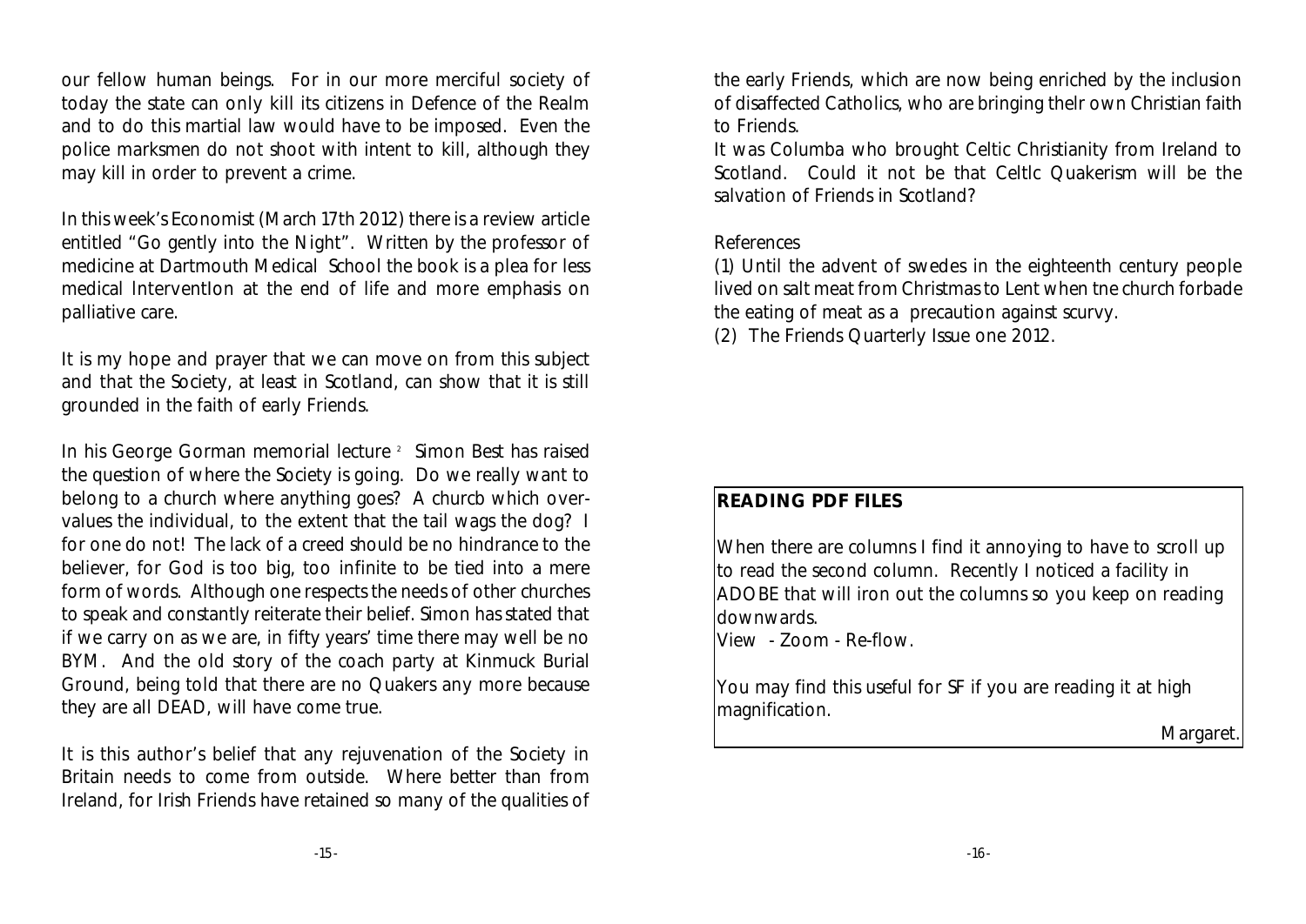our fellow human beings. For in our more merciful society of today the state can only kill its citizens in Defence of the Realm and to do this martial law would have to be imposed. Even the police marksmen do not shoot with intent to kill, although they may kill in order to prevent a crime.

In this week's Economist (March 17th 2012) there is a review article entitled "Go gently into the Night". Written by the professor of medicine at Dartmouth Medical School the book is a plea for less medical lnterventIon at the end of life and more emphasis on palliative care.

It is my hope and prayer that we can move on from this subject and that the Society, at least in Scotland, can show that it is still grounded in the faith of early Friends.

In his George Gorman memorial lecture [2] Simon Best has raised the question of where the Society is going. Do we really want to belong to a church where anything goes? A churcb which over-values the individual, to the extent that the tail wags the dog? I for one do not! The lack of a creed should be no hindrance to the believer, for God is too big, too infinite to be tied into a mere form of words. Although one respects the needs of other churches to speak and constantly reiterate their belief. Simon has stated that if we carry on as we are, in fifty years' time there may well be no BYM. And the old story of the coach party at Kinmuck Burial Ground, being told that there are no Quakers any more because they are all DEAD, will have come true.

It is this author's belief that any rejuvenation of the Society in Britain needs to come from outside. Where better than from Ireland, for Irish Friends have retained so many of the qualities of the early Friends, which are now being enriched by the inclusion of disaffected Catholics, who are bringing thelr own Christian faith to Friends.

It was Columba who brought Celtic Christianity from Ireland to Scotland. Could it not be that Celtlc Quakerism will be the salvation of Friends in Scotland?

References

(1) Until the advent of swedes in the eighteenth century people lived on salt meat from Christmas to Lent when tne church forbade the eating of meat as a precaution against scurvy.

(2) The Friends Quarterly Issue one 2012.

---

**READING PDF FILES**

When there are columns I find it annoying to have to scroll up to read the second column. Recently I noticed a facility in ADOBE that will iron out the columns so you keep on reading downwards.

View - Zoom - Re-flow.

You may find this useful for SF if you are reading it at high magnification.

Margaret.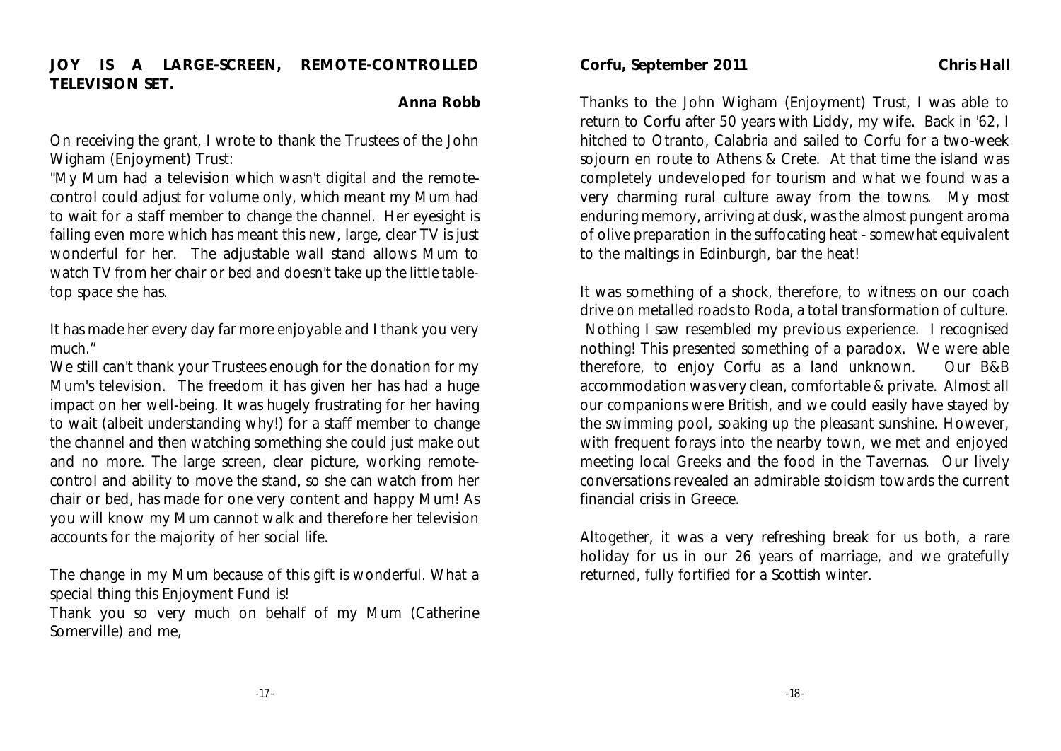## JOY IS A LARGE-SCREEN, REMOTE-CONTROLLED TELEVISION SET.

**Anna Robb**

On receiving the grant, I wrote to thank the Trustees of the John Wigham (Enjoyment) Trust:

"My Mum had a television which wasn't digital and the remote-control could adjust for volume only, which meant my Mum had to wait for a staff member to change the channel. Her eyesight is failing even more which has meant this new, large, clear TV is just wonderful for her. The adjustable wall stand allows Mum to watch TV from her chair or bed and doesn't take up the little table-top space she has.

It has made her every day far more enjoyable and I thank you very much."

We still can't thank your Trustees enough for the donation for my Mum's television. The freedom it has given her has had a huge impact on her well-being. It was hugely frustrating for her having to wait (albeit understanding why!) for a staff member to change the channel and then watching something she could just make out and no more. The large screen, clear picture, working remote-control and ability to move the stand, so she can watch from her chair or bed, has made for one very content and happy Mum! As you will know my Mum cannot walk and therefore her television accounts for the majority of her social life.

The change in my Mum because of this gift is wonderful. What a special thing this Enjoyment Fund is!

Thank you so very much on behalf of my Mum (Catherine Somerville) and me,

## Corfu, September 2011

**Chris Hall**

Thanks to the John Wigham (Enjoyment) Trust, I was able to return to Corfu after 50 years with Liddy, my wife. Back in '62, I hitched to Otranto, Calabria and sailed to Corfu for a two-week sojourn en route to Athens & Crete. At that time the island was completely undeveloped for tourism and what we found was a very charming rural culture away from the towns. My most enduring memory, arriving at dusk, was the almost pungent aroma of olive preparation in the suffocating heat - somewhat equivalent to the maltings in Edinburgh, bar the heat!

It was something of a shock, therefore, to witness on our coach drive on metalled roads to Roda, a total transformation of culture. Nothing I saw resembled my previous experience. I recognised nothing! This presented something of a paradox. We were able therefore, to enjoy Corfu as a land unknown. Our B&B accommodation was very clean, comfortable & private. Almost all our companions were British, and we could easily have stayed by the swimming pool, soaking up the pleasant sunshine. However, with frequent forays into the nearby town, we met and enjoyed meeting local Greeks and the food in the Tavernas. Our lively conversations revealed an admirable stoicism towards the current financial crisis in Greece.

Altogether, it was a very refreshing break for us both, a rare holiday for us in our 26 years of marriage, and we gratefully returned, fully fortified for a Scottish winter.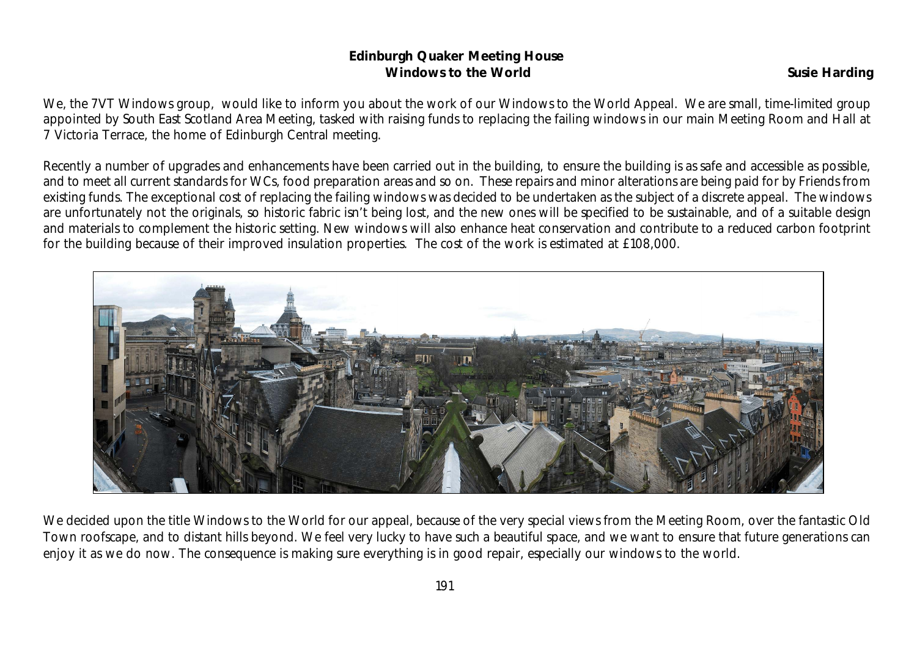**Edinburgh Quaker Meeting House**
**Windows to the World**

**Susie Harding**

We, the 7VT Windows group, would like to inform you about the work of our Windows to the World Appeal. We are small, time-limited group appointed by South East Scotland Area Meeting, tasked with raising funds to replacing the failing windows in our main Meeting Room and Hall at 7 Victoria Terrace, the home of Edinburgh Central meeting.

Recently a number of upgrades and enhancements have been carried out in the building, to ensure the building is as safe and accessible as possible, and to meet all current standards for WCs, food preparation areas and so on. These repairs and minor alterations are being paid for by Friends from existing funds. The exceptional cost of replacing the failing windows was decided to be undertaken as the subject of a discrete appeal. The windows are unfortunately not the originals, so historic fabric isn't being lost, and the new ones will be specified to be sustainable, and of a suitable design and materials to complement the historic setting. New windows will also enhance heat conservation and contribute to a reduced carbon footprint for the building because of their improved insulation properties. The cost of the work is estimated at £108,000.

We decided upon the title Windows to the World for our appeal, because of the very special views from the Meeting Room, over the fantastic Old Town roofscape, and to distant hills beyond. We feel very lucky to have such a beautiful space, and we want to ensure that future generations can enjoy it as we do now. The consequence is making sure everything is in good repair, especially our windows to the world.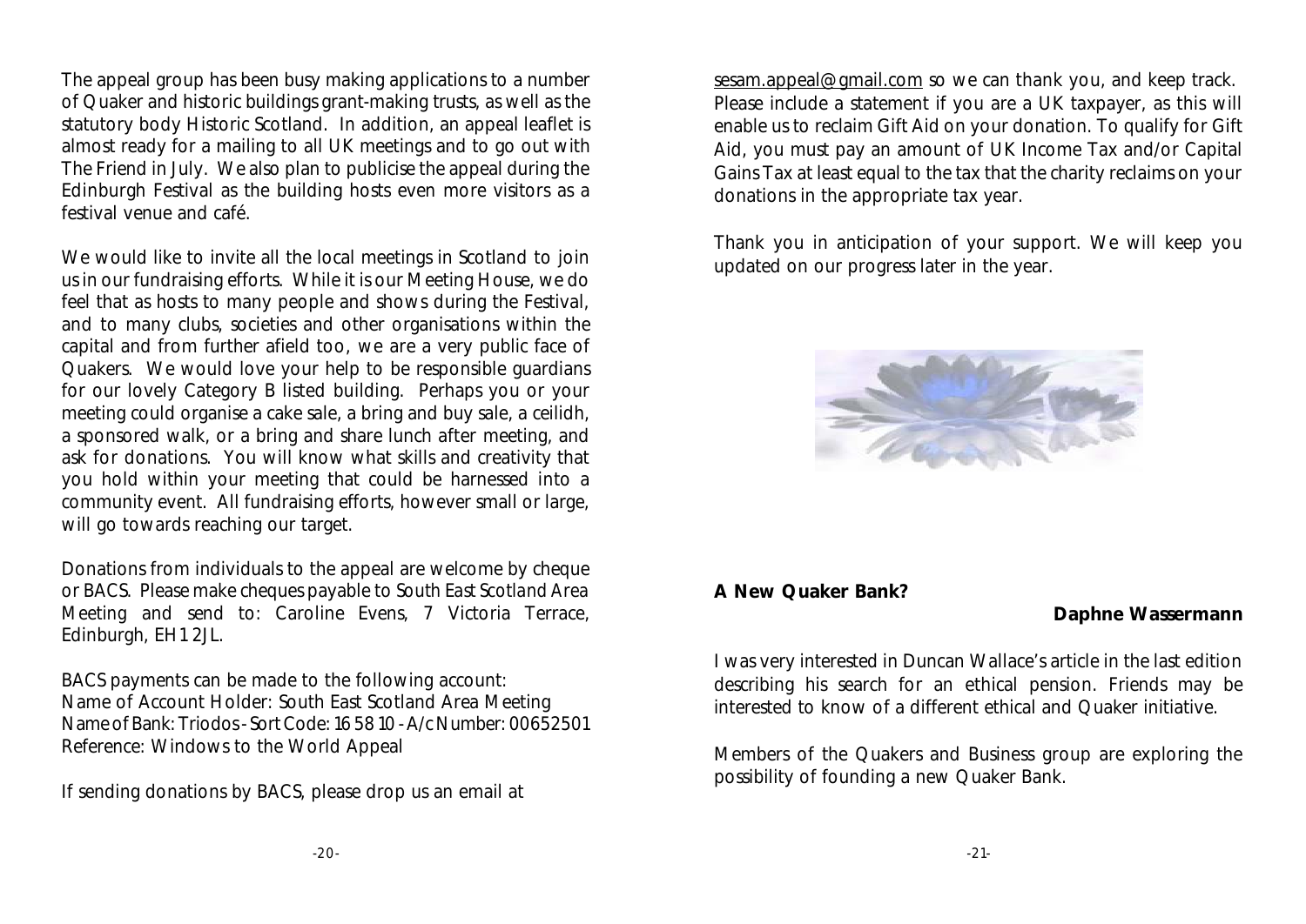The appeal group has been busy making applications to a number of Quaker and historic buildings grant-making trusts, as well as the statutory body Historic Scotland. In addition, an appeal leaflet is almost ready for a mailing to all UK meetings and to go out with The Friend in July. We also plan to publicise the appeal during the Edinburgh Festival as the building hosts even more visitors as a festival venue and café.

We would like to invite all the local meetings in Scotland to join us in our fundraising efforts. While it is our Meeting House, we do feel that as hosts to many people and shows during the Festival, and to many clubs, societies and other organisations within the capital and from further afield too, we are a very public face of Quakers. We would love your help to be responsible guardians for our lovely Category B listed building. Perhaps you or your meeting could organise a cake sale, a bring and buy sale, a ceilidh, a sponsored walk, or a bring and share lunch after meeting, and ask for donations. You will know what skills and creativity that you hold within your meeting that could be harnessed into a community event. All fundraising efforts, however small or large, will go towards reaching our target.

Donations from individuals to the appeal are welcome by cheque or BACS. Please make cheques payable to South East Scotland Area Meeting and send to: Caroline Evens, 7 Victoria Terrace, Edinburgh, EH1 2JL.

BACS payments can be made to the following account:
Name of Account Holder: South East Scotland Area Meeting
Name of Bank: Triodos - Sort Code: 16 58 10 - A/c Number: 00652501
Reference: Windows to the World Appeal

If sending donations by BACS, please drop us an email at sesam.appeal@gmail.com so we can thank you, and keep track. Please include a statement if you are a UK taxpayer, as this will enable us to reclaim Gift Aid on your donation. To qualify for Gift Aid, you must pay an amount of UK Income Tax and/or Capital Gains Tax at least equal to the tax that the charity reclaims on your donations in the appropriate tax year.

Thank you in anticipation of your support. We will keep you updated on our progress later in the year.

**A New Quaker Bank?**

**Daphne Wassermann**

I was very interested in Duncan Wallace's article in the last edition describing his search for an ethical pension. Friends may be interested to know of a different ethical and Quaker initiative.

Members of the Quakers and Business group are exploring the possibility of founding a new Quaker Bank.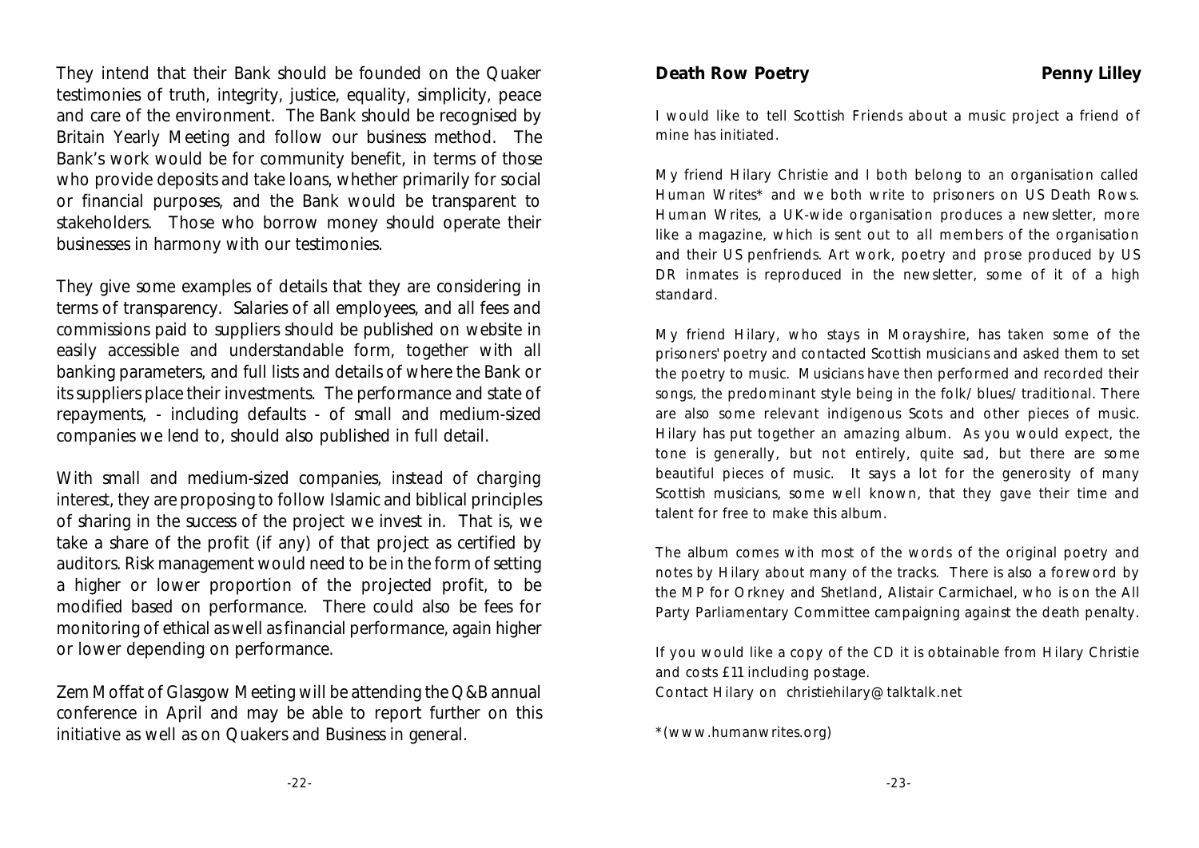They intend that their Bank should be founded on the Quaker testimonies of truth, integrity, justice, equality, simplicity, peace and care of the environment. The Bank should be recognised by Britain Yearly Meeting and follow our business method. The Bank's work would be for community benefit, in terms of those who provide deposits and take loans, whether primarily for social or financial purposes, and the Bank would be transparent to stakeholders. Those who borrow money should operate their businesses in harmony with our testimonies.

They give some examples of details that they are considering in terms of transparency. Salaries of all employees, and all fees and commissions paid to suppliers should be published on website in easily accessible and understandable form, together with all banking parameters, and full lists and details of where the Bank or its suppliers place their investments. The performance and state of repayments, - including defaults - of small and medium-sized companies we lend to, should also published in full detail.

With small and medium-sized companies, instead of charging interest, they are proposing to follow Islamic and biblical principles of sharing in the success of the project we invest in. That is, we take a share of the profit (if any) of that project as certified by auditors. Risk management would need to be in the form of setting a higher or lower proportion of the projected profit, to be modified based on performance. There could also be fees for monitoring of ethical as well as financial performance, again higher or lower depending on performance.

Zem Moffat of Glasgow Meeting will be attending the Q&B annual conference in April and may be able to report further on this initiative as well as on Quakers and Business in general.

## Death Row Poetry

**Penny Lilley**

I would like to tell Scottish Friends about a music project a friend of mine has initiated.

My friend Hilary Christie and I both belong to an organisation called Human Writes* and we both write to prisoners on US Death Rows. Human Writes, a UK-wide organisation produces a newsletter, more like a magazine, which is sent out to all members of the organisation and their US penfriends. Art work, poetry and prose produced by US DR inmates is reproduced in the newsletter, some of it of a high standard.

My friend Hilary, who stays in Morayshire, has taken some of the prisoners' poetry and contacted Scottish musicians and asked them to set the poetry to music. Musicians have then performed and recorded their songs, the predominant style being in the folk/blues/traditional. There are also some relevant indigenous Scots and other pieces of music. Hilary has put together an amazing album. As you would expect, the tone is generally, but not entirely, quite sad, but there are some beautiful pieces of music. It says a lot for the generosity of many Scottish musicians, some well known, that they gave their time and talent for free to make this album.

The album comes with most of the words of the original poetry and notes by Hilary about many of the tracks. There is also a foreword by the MP for Orkney and Shetland, Alistair Carmichael, who is on the All Party Parliamentary Committee campaigning against the death penalty.

If you would like a copy of the CD it is obtainable from Hilary Christie and costs £11 including postage.
Contact Hilary on christiehilary@talktalk.net

*(www.humanwrites.org)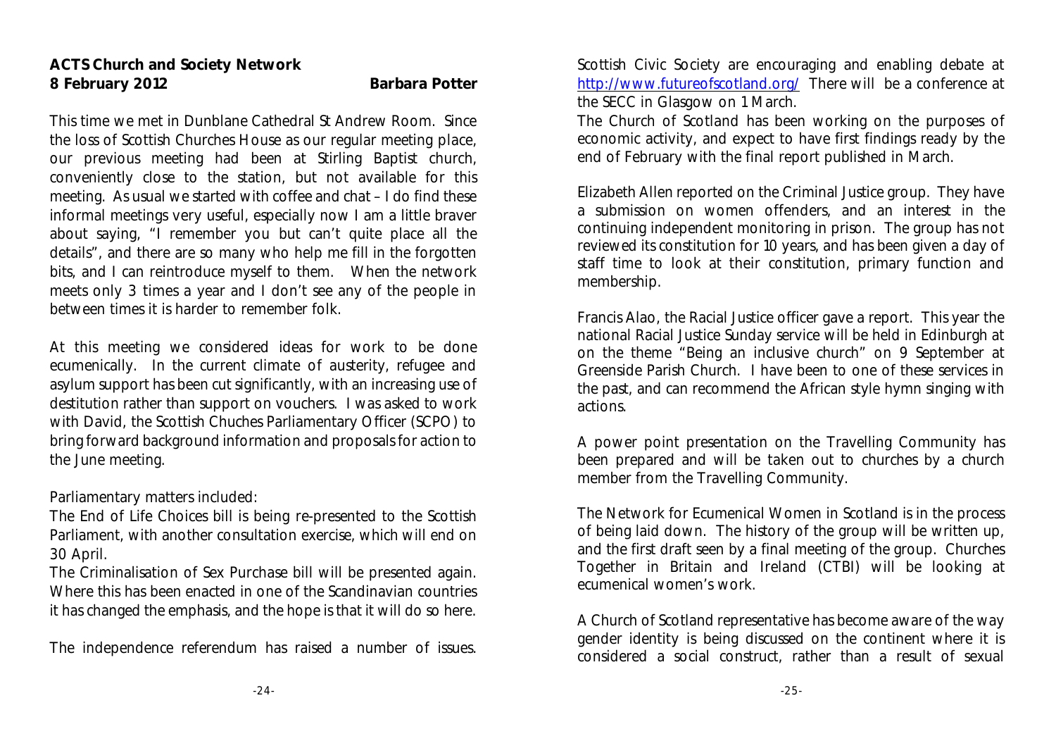**ACTS Church and Society Network**
**8 February 2012** **Barbara Potter**

This time we met in Dunblane Cathedral St Andrew Room. Since the loss of Scottish Churches House as our regular meeting place, our previous meeting had been at Stirling Baptist church, conveniently close to the station, but not available for this meeting. As usual we started with coffee and chat – I do find these informal meetings very useful, especially now I am a little braver about saying, "I remember you but can't quite place all the details", and there are so many who help me fill in the forgotten bits, and I can reintroduce myself to them. When the network meets only 3 times a year and I don't see any of the people in between times it is harder to remember folk.

At this meeting we considered ideas for work to be done ecumenically. In the current climate of austerity, refugee and asylum support has been cut significantly, with an increasing use of destitution rather than support on vouchers. I was asked to work with David, the Scottish Chuches Parliamentary Officer (SCPO) to bring forward background information and proposals for action to the June meeting.

Parliamentary matters included:

The End of Life Choices bill is being re-presented to the Scottish Parliament, with another consultation exercise, which will end on 30 April.

The Criminalisation of Sex Purchase bill will be presented again. Where this has been enacted in one of the Scandinavian countries it has changed the emphasis, and the hope is that it will do so here.

The independence referendum has raised a number of issues. Scottish Civic Society are encouraging and enabling debate at http://www.futureofscotland.org/ There will be a conference at the SECC in Glasgow on 1 March.

The Church of Scotland has been working on the purposes of economic activity, and expect to have first findings ready by the end of February with the final report published in March.

Elizabeth Allen reported on the Criminal Justice group. They have a submission on women offenders, and an interest in the continuing independent monitoring in prison. The group has not reviewed its constitution for 10 years, and has been given a day of staff time to look at their constitution, primary function and membership.

Francis Alao, the Racial Justice officer gave a report. This year the national Racial Justice Sunday service will be held in Edinburgh at on the theme "Being an inclusive church" on 9 September at Greenside Parish Church. I have been to one of these services in the past, and can recommend the African style hymn singing with actions.

A power point presentation on the Travelling Community has been prepared and will be taken out to churches by a church member from the Travelling Community.

The Network for Ecumenical Women in Scotland is in the process of being laid down. The history of the group will be written up, and the first draft seen by a final meeting of the group. Churches Together in Britain and Ireland (CTBI) will be looking at ecumenical women's work.

A Church of Scotland representative has become aware of the way gender identity is being discussed on the continent where it is considered a social construct, rather than a result of sexual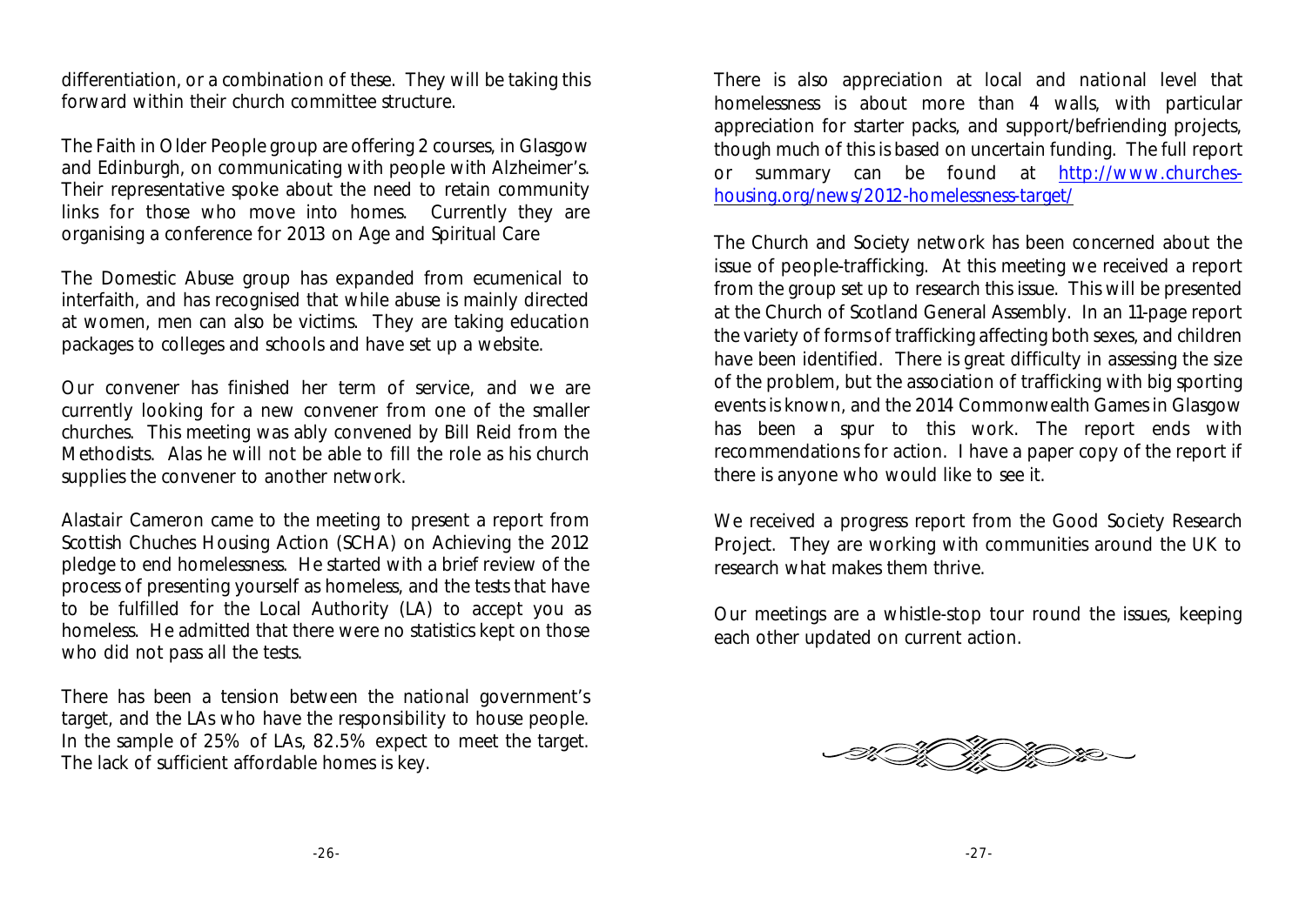differentiation, or a combination of these. They will be taking this forward within their church committee structure.

The Faith in Older People group are offering 2 courses, in Glasgow and Edinburgh, on communicating with people with Alzheimer's. Their representative spoke about the need to retain community links for those who move into homes. Currently they are organising a conference for 2013 on Age and Spiritual Care

The Domestic Abuse group has expanded from ecumenical to interfaith, and has recognised that while abuse is mainly directed at women, men can also be victims. They are taking education packages to colleges and schools and have set up a website.

Our convener has finished her term of service, and we are currently looking for a new convener from one of the smaller churches. This meeting was ably convened by Bill Reid from the Methodists. Alas he will not be able to fill the role as his church supplies the convener to another network.

Alastair Cameron came to the meeting to present a report from Scottish Chuches Housing Action (SCHA) on Achieving the 2012 pledge to end homelessness. He started with a brief review of the process of presenting yourself as homeless, and the tests that have to be fulfilled for the Local Authority (LA) to accept you as homeless. He admitted that there were no statistics kept on those who did not pass all the tests.

There has been a tension between the national government's target, and the LAs who have the responsibility to house people. In the sample of 25% of LAs, 82.5% expect to meet the target. The lack of sufficient affordable homes is key.

There is also appreciation at local and national level that homelessness is about more than 4 walls, with particular appreciation for starter packs, and support/befriending projects, though much of this is based on uncertain funding. The full report or summary can be found at http://www.churches-housing.org/news/2012-homelessness-target/

The Church and Society network has been concerned about the issue of people-trafficking. At this meeting we received a report from the group set up to research this issue. This will be presented at the Church of Scotland General Assembly. In an 11-page report the variety of forms of trafficking affecting both sexes, and children have been identified. There is great difficulty in assessing the size of the problem, but the association of trafficking with big sporting events is known, and the 2014 Commonwealth Games in Glasgow has been a spur to this work. The report ends with recommendations for action. I have a paper copy of the report if there is anyone who would like to see it.

We received a progress report from the Good Society Research Project. They are working with communities around the UK to research what makes them thrive.

Our meetings are a whistle-stop tour round the issues, keeping each other updated on current action.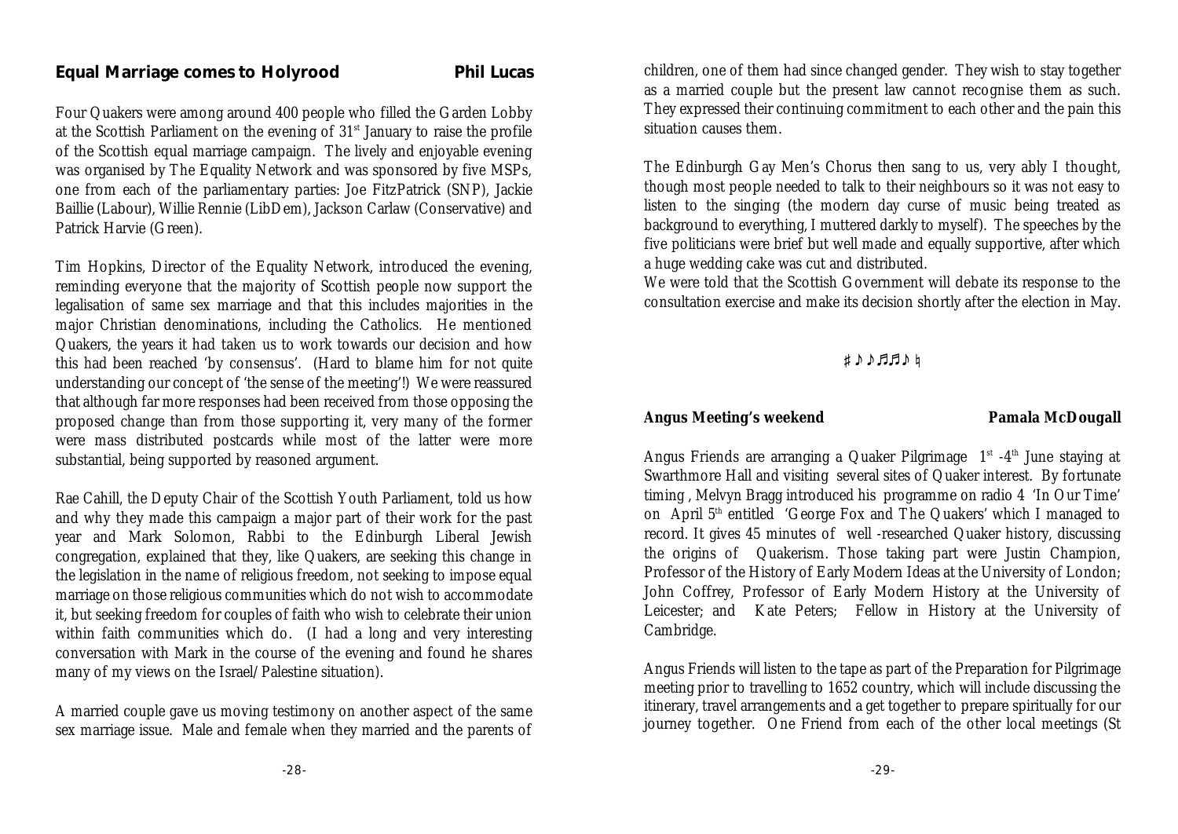## Equal Marriage comes to Holyrood

**Phil Lucas**

Four Quakers were among around 400 people who filled the Garden Lobby at the Scottish Parliament on the evening of 31st January to raise the profile of the Scottish equal marriage campaign. The lively and enjoyable evening was organised by The Equality Network and was sponsored by five MSPs, one from each of the parliamentary parties: Joe FitzPatrick (SNP), Jackie Baillie (Labour), Willie Rennie (LibDem), Jackson Carlaw (Conservative) and Patrick Harvie (Green).

Tim Hopkins, Director of the Equality Network, introduced the evening, reminding everyone that the majority of Scottish people now support the legalisation of same sex marriage and that this includes majorities in the major Christian denominations, including the Catholics. He mentioned Quakers, the years it had taken us to work towards our decision and how this had been reached 'by consensus'. (Hard to blame him for not quite understanding our concept of 'the sense of the meeting'!) We were reassured that although far more responses had been received from those opposing the proposed change than from those supporting it, very many of the former were mass distributed postcards while most of the latter were more substantial, being supported by reasoned argument.

Rae Cahill, the Deputy Chair of the Scottish Youth Parliament, told us how and why they made this campaign a major part of their work for the past year and Mark Solomon, Rabbi to the Edinburgh Liberal Jewish congregation, explained that they, like Quakers, are seeking this change in the legislation in the name of religious freedom, not seeking to impose equal marriage on those religious communities which do not wish to accommodate it, but seeking freedom for couples of faith who wish to celebrate their union within faith communities which do. (I had a long and very interesting conversation with Mark in the course of the evening and found he shares many of my views on the Israel/Palestine situation).

A married couple gave us moving testimony on another aspect of the same sex marriage issue. Male and female when they married and the parents of children, one of them had since changed gender. They wish to stay together as a married couple but the present law cannot recognise them as such. They expressed their continuing commitment to each other and the pain this situation causes them.

The Edinburgh Gay Men's Chorus then sang to us, very ably I thought, though most people needed to talk to their neighbours so it was not easy to listen to the singing (the modern day curse of music being treated as background to everything, I muttered darkly to myself). The speeches by the five politicians were brief but well made and equally supportive, after which a huge wedding cake was cut and distributed.

We were told that the Scottish Government will debate its response to the consultation exercise and make its decision shortly after the election in May.

♯♪♪♬♬♪♮

## Angus Meeting's weekend

**Pamala McDougall**

Angus Friends are arranging a Quaker Pilgrimage 1st -4th June staying at Swarthmore Hall and visiting several sites of Quaker interest. By fortunate timing , Melvyn Bragg introduced his programme on radio 4 'In Our Time' on April 5th entitled 'George Fox and The Quakers' which I managed to record. It gives 45 minutes of well -researched Quaker history, discussing the origins of Quakerism. Those taking part were Justin Champion, Professor of the History of Early Modern Ideas at the University of London; John Coffrey, Professor of Early Modern History at the University of Leicester; and Kate Peters; Fellow in History at the University of Cambridge.

Angus Friends will listen to the tape as part of the Preparation for Pilgrimage meeting prior to travelling to 1652 country, which will include discussing the itinerary, travel arrangements and a get together to prepare spiritually for our journey together. One Friend from each of the other local meetings (St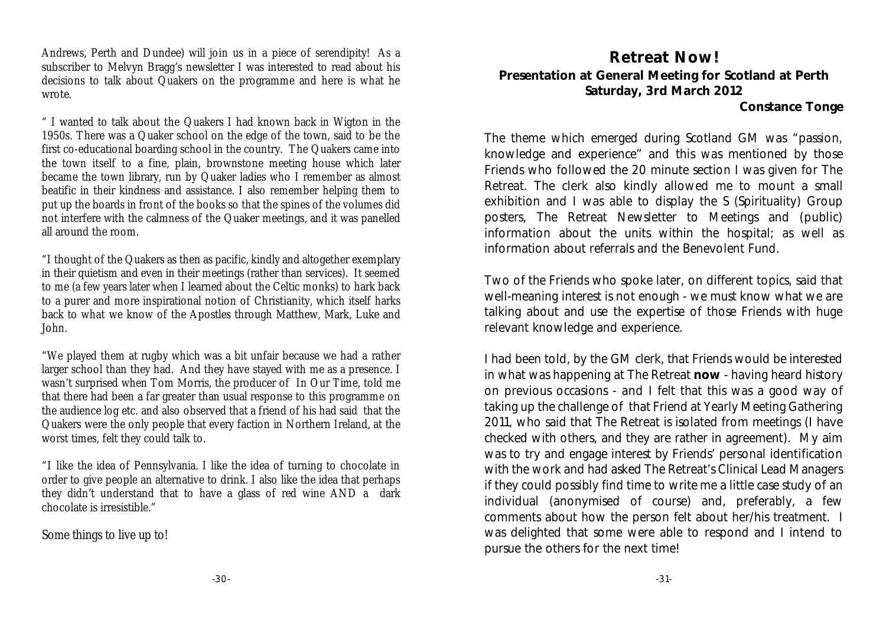Andrews, Perth and Dundee) will join us in a piece of serendipity! As a subscriber to Melvyn Bragg's newsletter I was interested to read about his decisions to talk about Quakers on the programme and here is what he wrote.

" I wanted to talk about the Quakers I had known back in Wigton in the 1950s. There was a Quaker school on the edge of the town, said to be the first co-educational boarding school in the country. The Quakers came into the town itself to a fine, plain, brownstone meeting house which later became the town library, run by Quaker ladies who I remember as almost beatific in their kindness and assistance. I also remember helping them to put up the boards in front of the books so that the spines of the volumes did not interfere with the calmness of the Quaker meetings, and it was panelled all around the room.

"I thought of the Quakers as then as pacific, kindly and altogether exemplary in their quietism and even in their meetings (rather than services). It seemed to me (a few years later when I learned about the Celtic monks) to hark back to a purer and more inspirational notion of Christianity, which itself harks back to what we know of the Apostles through Matthew, Mark, Luke and John.

"We played them at rugby which was a bit unfair because we had a rather larger school than they had. And they have stayed with me as a presence. I wasn't surprised when Tom Morris, the producer of In Our Time, told me that there had been a far greater than usual response to this programme on the audience log etc. and also observed that a friend of his had said that the Quakers were the only people that every faction in Northern Ireland, at the worst times, felt they could talk to.

"I like the idea of Pennsylvania. I like the idea of turning to chocolate in order to give people an alternative to drink. I also like the idea that perhaps they didn't understand that to have a glass of red wine AND a dark chocolate is irresistible."

Some things to live up to!

# Retreat Now!

## Presentation at General Meeting for Scotland at Perth Saturday, 3rd March 2012

**Constance Tonge**

The theme which emerged during Scotland GM was "passion, knowledge and experience" and this was mentioned by those Friends who followed the 20 minute section I was given for The Retreat. The clerk also kindly allowed me to mount a small exhibition and I was able to display the S (Spirituality) Group posters, The Retreat Newsletter to Meetings and (public) information about the units within the hospital; as well as information about referrals and the Benevolent Fund.

Two of the Friends who spoke later, on different topics, said that well-meaning interest is not enough - we must know what we are talking about and use the expertise of those Friends with huge relevant knowledge and experience.

I had been told, by the GM clerk, that Friends would be interested in what was happening at The Retreat **now** - having heard history on previous occasions - and I felt that this was a good way of taking up the challenge of that Friend at Yearly Meeting Gathering 2011, who said that The Retreat is isolated from meetings (I have checked with others, and they are rather in agreement). My aim was to try and engage interest by Friends' personal identification with the work and had asked The Retreat's Clinical Lead Managers if they could possibly find time to write me a little case study of an individual (anonymised of course) and, preferably, a few comments about how the person felt about her/his treatment. I was delighted that some were able to respond and I intend to pursue the others for the next time!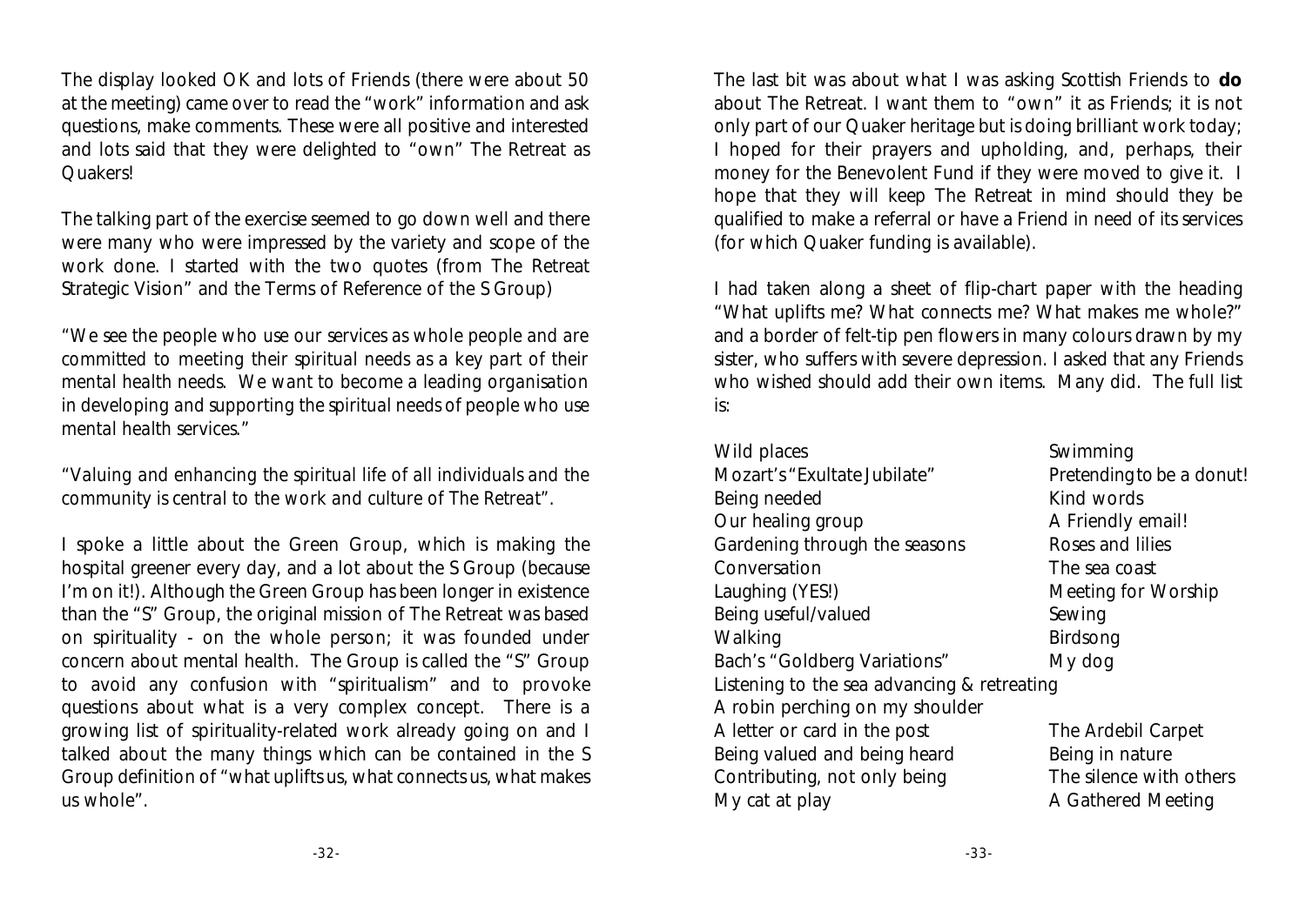The display looked OK and lots of Friends (there were about 50 at the meeting) came over to read the "work" information and ask questions, make comments. These were all positive and interested and lots said that they were delighted to "own" The Retreat as Quakers!

The talking part of the exercise seemed to go down well and there were many who were impressed by the variety and scope of the work done. I started with the two quotes (from The Retreat Strategic Vision" and the Terms of Reference of the S Group)

*"We see the people who use our services as whole people and are committed to meeting their spiritual needs as a key part of their mental health needs. We want to become a leading organisation in developing and supporting the spiritual needs of people who use mental health services."*

*"Valuing and enhancing the spiritual life of all individuals and the community is central to the work and culture of The Retreat".*

I spoke a little about the Green Group, which is making the hospital greener every day, and a lot about the S Group (because I'm on it!). Although the Green Group has been longer in existence than the "S" Group, the original mission of The Retreat was based on spirituality - on the whole person; it was founded under concern about mental health. The Group is called the "S" Group to avoid any confusion with "spiritualism" and to provoke questions about what is a very complex concept. There is a growing list of spirituality-related work already going on and I talked about the many things which can be contained in the S Group definition of "what uplifts us, what connects us, what makes us whole".

The last bit was about what I was asking Scottish Friends to **do** about The Retreat. I want them to "own" it as Friends; it is not only part of our Quaker heritage but is doing brilliant work today; I hoped for their prayers and upholding, and, perhaps, their money for the Benevolent Fund if they were moved to give it. I hope that they will keep The Retreat in mind should they be qualified to make a referral or have a Friend in need of its services (for which Quaker funding is available).

I had taken along a sheet of flip-chart paper with the heading "What uplifts me? What connects me? What makes me whole?" and a border of felt-tip pen flowers in many colours drawn by my sister, who suffers with severe depression. I asked that any Friends who wished should add their own items. Many did. The full list is:

Wild places
Swimming
Mozart's "Exultate Jubilate"
Pretending to be a donut!
Being needed
Kind words
Our healing group
A Friendly email!
Gardening through the seasons
Roses and lilies
Conversation
The sea coast
Laughing (YES!)
Meeting for Worship
Being useful/valued
Sewing
Walking
Birdsong
Bach's "Goldberg Variations"
My dog
Listening to the sea advancing & retreating
A robin perching on my shoulder
A letter or card in the post
The Ardebil Carpet
Being valued and being heard
Being in nature
Contributing, not only being
The silence with others
My cat at play
A Gathered Meeting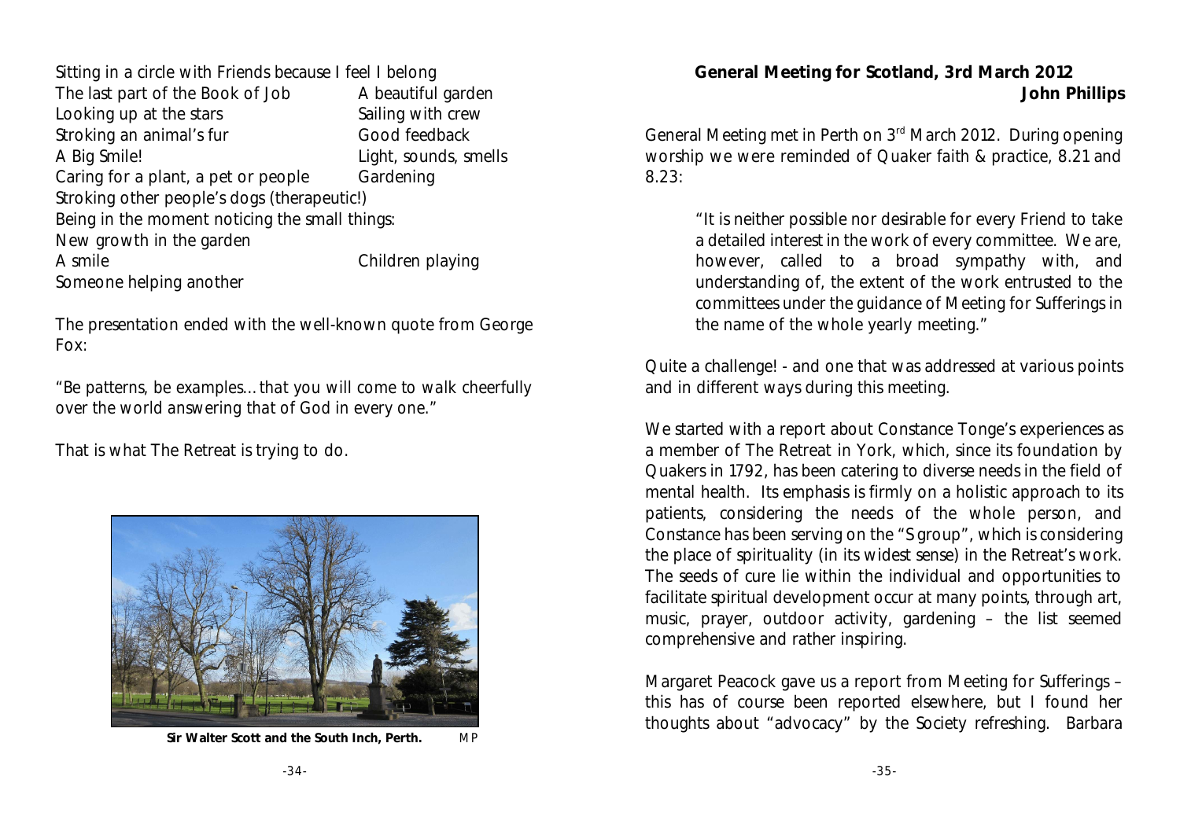Sitting in a circle with Friends because I feel I belong
The last part of the Book of Job — A beautiful garden
Looking up at the stars — Sailing with crew
Stroking an animal's fur — Good feedback
A Big Smile! — Light, sounds, smells
Caring for a plant, a pet or people — Gardening
Stroking other people's dogs (therapeutic!)
Being in the moment noticing the small things:
New growth in the garden
A smile — Children playing
Someone helping another

The presentation ended with the well-known quote from George Fox:

"*Be patterns, be examples... that you will come to walk cheerfully over the world answering that of God in every one.*"

That is what The Retreat is trying to do.

**Sir Walter Scott and the South Inch, Perth.** MP

## General Meeting for Scotland, 3rd March 2012

**John Phillips**

General Meeting met in Perth on 3rd March 2012. During opening worship we were reminded of *Quaker faith & practice*, 8.21 and 8.23:

> "It is neither possible nor desirable for every Friend to take a detailed interest in the work of every committee. We are, however, called to a broad sympathy with, and understanding of, the extent of the work entrusted to the committees under the guidance of Meeting for Sufferings in the name of the whole yearly meeting."

Quite a challenge! - and one that was addressed at various points and in different ways during this meeting.

We started with a report about Constance Tonge's experiences as a member of The Retreat in York, which, since its foundation by Quakers in 1792, has been catering to diverse needs in the field of mental health. Its emphasis is firmly on a holistic approach to its patients, considering the needs of the whole person, and Constance has been serving on the "S group", which is considering the place of spirituality (in its widest sense) in the Retreat's work. The seeds of cure lie within the individual and opportunities to facilitate spiritual development occur at many points, through art, music, prayer, outdoor activity, gardening – the list seemed comprehensive and rather inspiring.

Margaret Peacock gave us a report from Meeting for Sufferings – this has of course been reported elsewhere, but I found her thoughts about "advocacy" by the Society refreshing. Barbara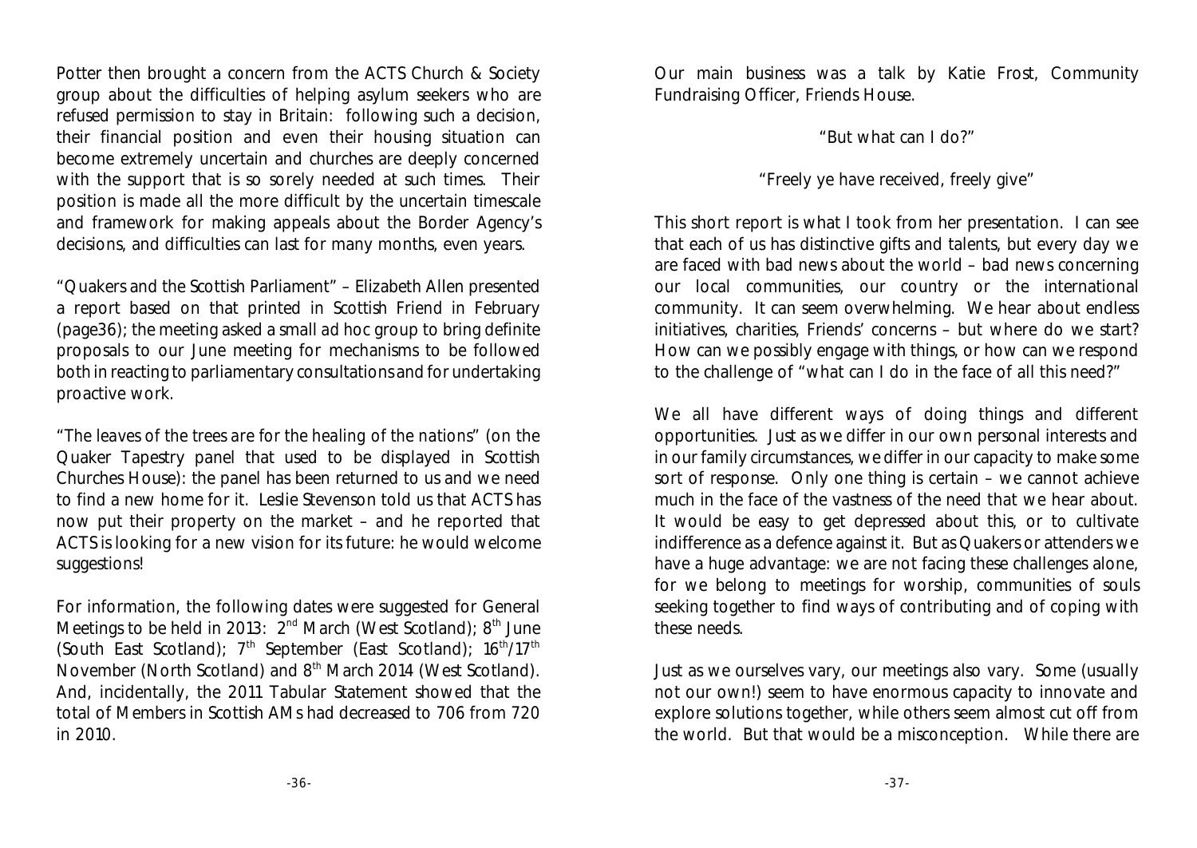Potter then brought a concern from the ACTS Church & Society group about the difficulties of helping asylum seekers who are refused permission to stay in Britain: following such a decision, their financial position and even their housing situation can become extremely uncertain and churches are deeply concerned with the support that is so sorely needed at such times. Their position is made all the more difficult by the uncertain timescale and framework for making appeals about the Border Agency's decisions, and difficulties can last for many months, even years.

"Quakers and the Scottish Parliament" – Elizabeth Allen presented a report based on that printed in Scottish Friend in February (page36); the meeting asked a small ad hoc group to bring definite proposals to our June meeting for mechanisms to be followed both in reacting to parliamentary consultations and for undertaking proactive work.

"The leaves of the trees are for the healing of the nations" (on the Quaker Tapestry panel that used to be displayed in Scottish Churches House): the panel has been returned to us and we need to find a new home for it. Leslie Stevenson told us that ACTS has now put their property on the market – and he reported that ACTS is looking for a new vision for its future: he would welcome suggestions!

For information, the following dates were suggested for General Meetings to be held in 2013: 2nd March (West Scotland); 8th June (South East Scotland); 7th September (East Scotland); 16th/17th November (North Scotland) and 8th March 2014 (West Scotland). And, incidentally, the 2011 Tabular Statement showed that the total of Members in Scottish AMs had decreased to 706 from 720 in 2010.

Our main business was a talk by Katie Frost, Community Fundraising Officer, Friends House.

"But what can I do?"

"Freely ye have received, freely give"

This short report is what I took from her presentation. I can see that each of us has distinctive gifts and talents, but every day we are faced with bad news about the world – bad news concerning our local communities, our country or the international community. It can seem overwhelming. We hear about endless initiatives, charities, Friends' concerns – but where do we start? How can we possibly engage with things, or how can we respond to the challenge of "what can I do in the face of all this need?"

We all have different ways of doing things and different opportunities. Just as we differ in our own personal interests and in our family circumstances, we differ in our capacity to make some sort of response. Only one thing is certain – we cannot achieve much in the face of the vastness of the need that we hear about. It would be easy to get depressed about this, or to cultivate indifference as a defence against it. But as Quakers or attenders we have a huge advantage: we are not facing these challenges alone, for we belong to meetings for worship, communities of souls seeking together to find ways of contributing and of coping with these needs.

Just as we ourselves vary, our meetings also vary. Some (usually not our own!) seem to have enormous capacity to innovate and explore solutions together, while others seem almost cut off from the world. But that would be a misconception. While there are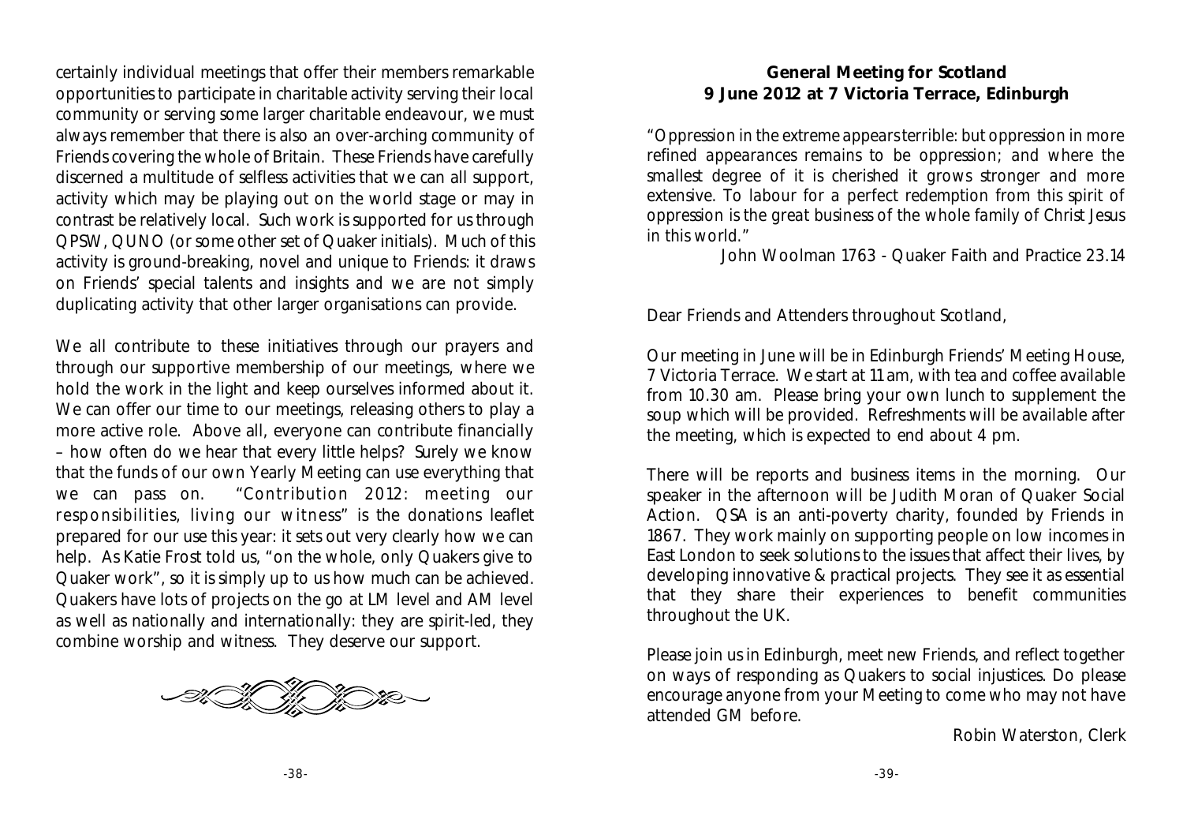certainly individual meetings that offer their members remarkable opportunities to participate in charitable activity serving their local community or serving some larger charitable endeavour, we must always remember that there is also an over-arching community of Friends covering the whole of Britain. These Friends have carefully discerned a multitude of selfless activities that we can all support, activity which may be playing out on the world stage or may in contrast be relatively local. Such work is supported for us through QPSW, QUNO (or some other set of Quaker initials). Much of this activity is ground-breaking, novel and unique to Friends: it draws on Friends' special talents and insights and we are not simply duplicating activity that other larger organisations can provide.

We all contribute to these initiatives through our prayers and through our supportive membership of our meetings, where we hold the work in the light and keep ourselves informed about it. We can offer our time to our meetings, releasing others to play a more active role. Above all, everyone can contribute financially – how often do we hear that every little helps? Surely we know that the funds of our own Yearly Meeting can use everything that we can pass on. "Contribution 2012: meeting our responsibilities, living our witness" is the donations leaflet prepared for our use this year: it sets out very clearly how we can help. As Katie Frost told us, "on the whole, only Quakers give to Quaker work", so it is simply up to us how much can be achieved. Quakers have lots of projects on the go at LM level and AM level as well as nationally and internationally: they are spirit-led, they combine worship and witness. They deserve our support.

## General Meeting for Scotland
## 9 June 2012 at 7 Victoria Terrace, Edinburgh

"Oppression in the extreme appears terrible: but oppression in more refined appearances remains to be oppression; and where the smallest degree of it is cherished it grows stronger and more extensive. To labour for a perfect redemption from this spirit of oppression is the great business of the whole family of Christ Jesus in this world."

John Woolman 1763 - Quaker Faith and Practice 23.14

Dear Friends and Attenders throughout Scotland,

Our meeting in June will be in Edinburgh Friends' Meeting House, 7 Victoria Terrace. We start at 11 am, with tea and coffee available from 10.30 am. Please bring your own lunch to supplement the soup which will be provided. Refreshments will be available after the meeting, which is expected to end about 4 pm.

There will be reports and business items in the morning. Our speaker in the afternoon will be Judith Moran of Quaker Social Action. QSA is an anti-poverty charity, founded by Friends in 1867. They work mainly on supporting people on low incomes in East London to seek solutions to the issues that affect their lives, by developing innovative & practical projects. They see it as essential that they share their experiences to benefit communities throughout the UK.

Please join us in Edinburgh, meet new Friends, and reflect together on ways of responding as Quakers to social injustices. Do please encourage anyone from your Meeting to come who may not have attended GM before.

Robin Waterston, Clerk